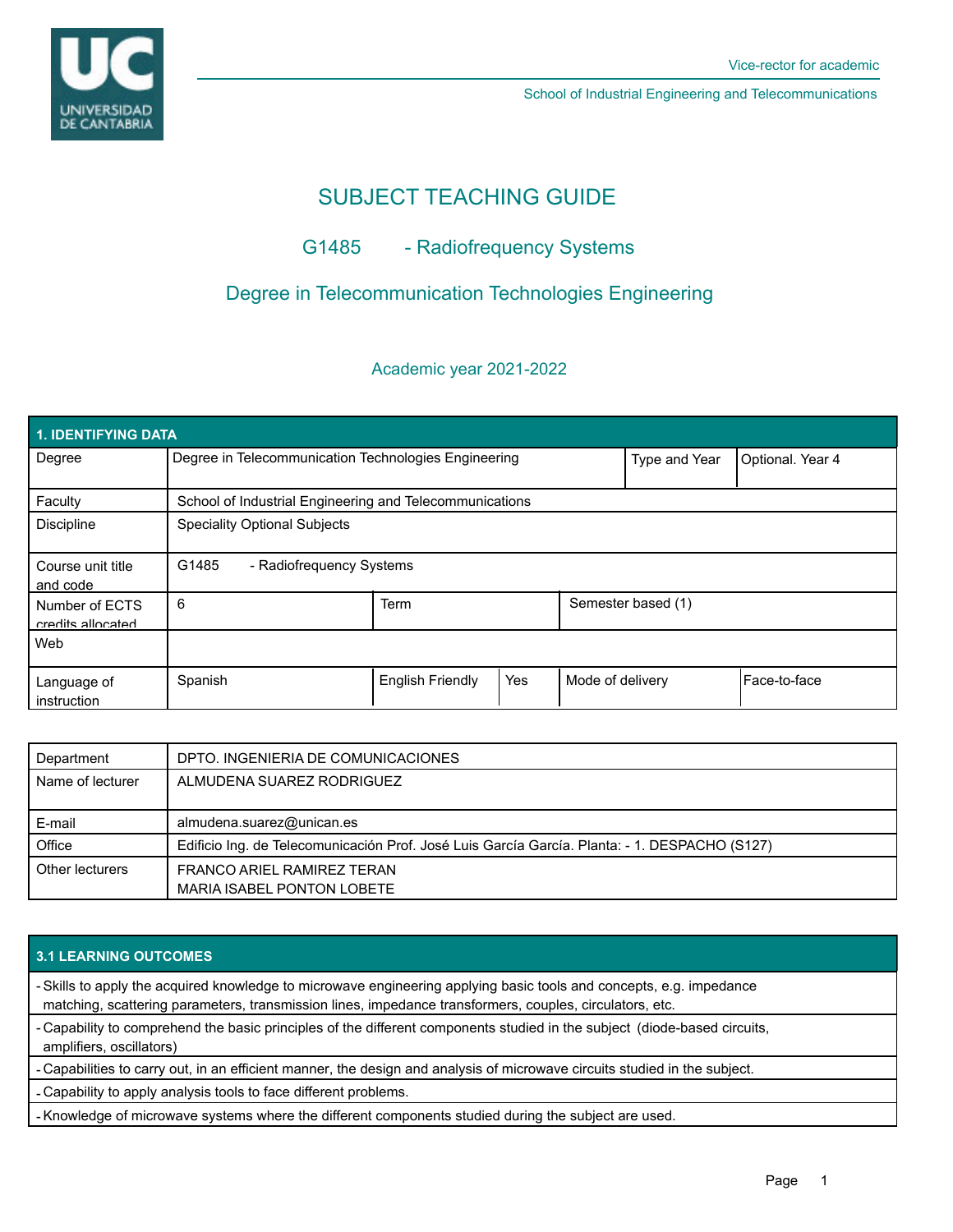Vice-rector for academic

School of Industrial Engineering and Telecommunications

# SUBJECT TEACHING GUIDE

## G1485 - Radiofrequency Systems

## Degree in Telecommunication Technologies Engineering

### Academic year 2021-2022

| 1. IDENTIFYING DATA | | | | | |
|---|---|---|---|---|---|
| Degree | Degree in Telecommunication Technologies Engineering | | | Type and Year | Optional. Year 4 |
| Faculty | School of Industrial Engineering and Telecommunications | | | | |
| Discipline | Speciality Optional Subjects | | | | |
| Course unit title and code | G1485 - Radiofrequency Systems | | | | |
| Number of ECTS credits allocated | 6 | Term | | Semester based (1) | |
| Web | | | | | |
| Language of instruction | Spanish | English Friendly | Yes | Mode of delivery | Face-to-face |

| | |
|---|---|
| Department | DPTO. INGENIERIA DE COMUNICACIONES |
| Name of lecturer | ALMUDENA SUAREZ RODRIGUEZ |
| E-mail | almudena.suarez@unican.es |
| Office | Edificio Ing. de Telecomunicación Prof. José Luis García García. Planta: - 1. DESPACHO (S127) |
| Other lecturers | FRANCO ARIEL RAMIREZ TERAN<br>MARIA ISABEL PONTON LOBETE |

| 3.1 LEARNING OUTCOMES |
|---|
| - Skills to apply the acquired knowledge to microwave engineering applying basic tools and concepts, e.g. impedance matching, scattering parameters, transmission lines, impedance transformers, couples, circulators, etc. |
| - Capability to comprehend the basic principles of the different components studied in the subject (diode-based circuits, amplifiers, oscillators) |
| - Capabilities to carry out, in an efficient manner, the design and analysis of microwave circuits studied in the subject. |
| - Capability to apply analysis tools to face different problems. |
| - Knowledge of microwave systems where the different components studied during the subject are used. |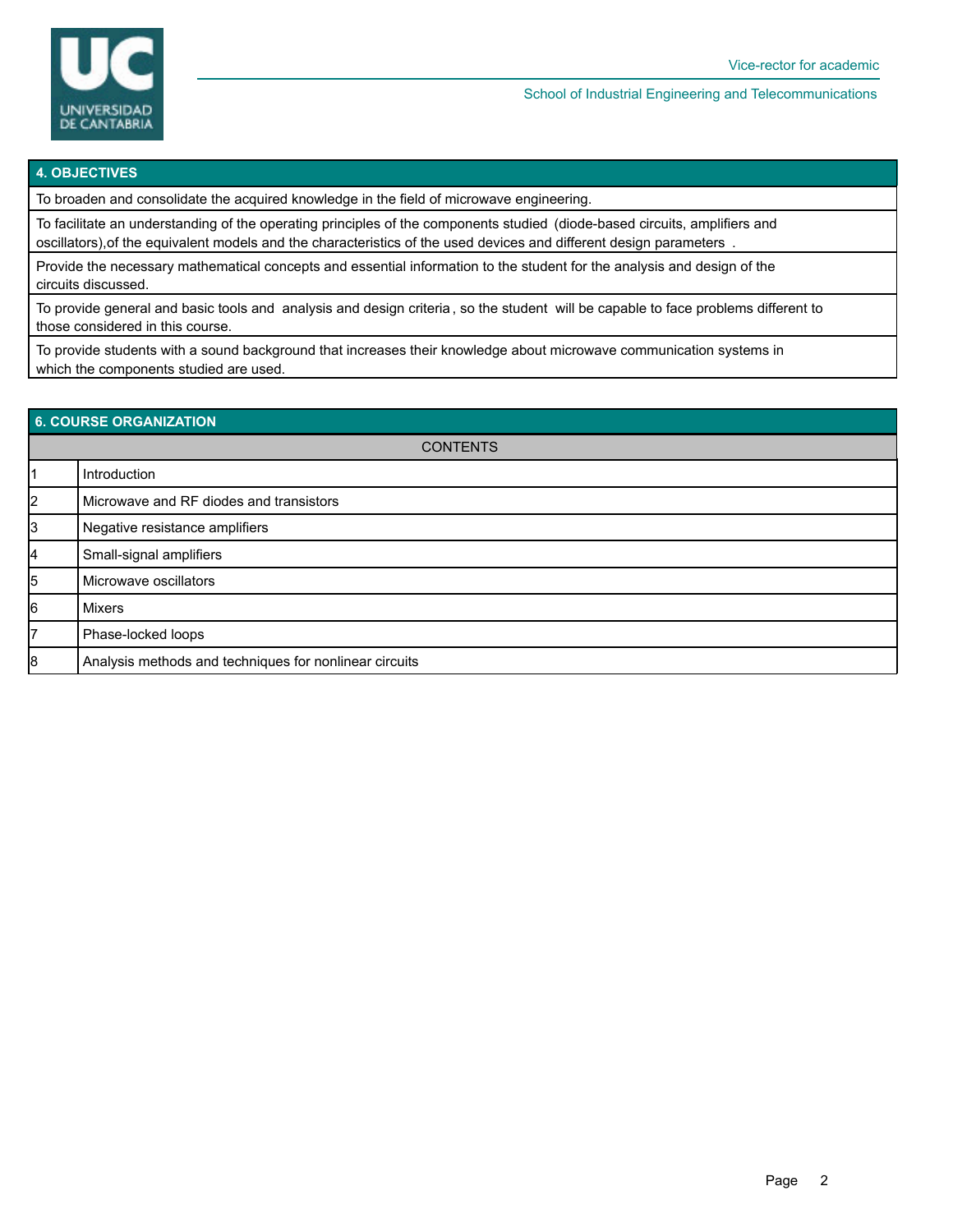## 4. OBJECTIVES

To broaden and consolidate the acquired knowledge in the field of microwave engineering.

To facilitate an understanding of the operating principles of the components studied (diode-based circuits, amplifiers and oscillators),of the equivalent models and the characteristics of the used devices and different design parameters .

Provide the necessary mathematical concepts and essential information to the student for the analysis and design of the circuits discussed.

To provide general and basic tools and analysis and design criteria , so the student will be capable to face problems different to those considered in this course.

To provide students with a sound background that increases their knowledge about microwave communication systems in which the components studied are used.

## 6. COURSE ORGANIZATION

| | CONTENTS |
|---|---|
| 1 | Introduction |
| 2 | Microwave and RF diodes and transistors |
| 3 | Negative resistance amplifiers |
| 4 | Small-signal amplifiers |
| 5 | Microwave oscillators |
| 6 | Mixers |
| 7 | Phase-locked loops |
| 8 | Analysis methods and techniques for nonlinear circuits |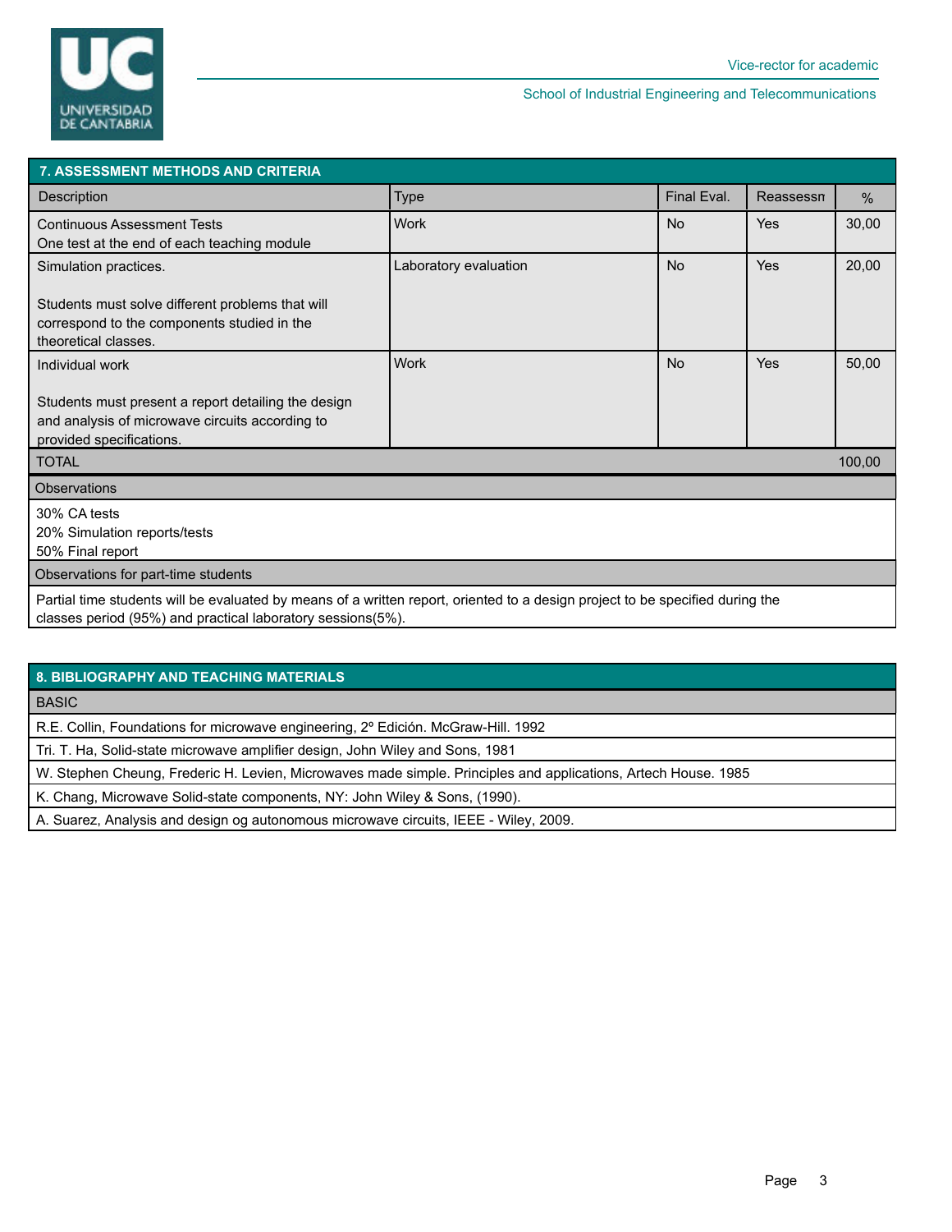## 7. ASSESSMENT METHODS AND CRITERIA

| Description | Type | Final Eval. | Reassessn | % |
|---|---|---|---|---|
| Continuous Assessment Tests<br>One test at the end of each teaching module | Work | No | Yes | 30,00 |
| Simulation practices.<br><br>Students must solve different problems that will correspond to the components studied in the theoretical classes. | Laboratory evaluation | No | Yes | 20,00 |
| Individual work<br><br>Students must present a report detailing the design and analysis of microwave circuits according to provided specifications. | Work | No | Yes | 50,00 |
| TOTAL | | | | 100,00 |

**Observations**

30% CA tests
20% Simulation reports/tests
50% Final report

**Observations for part-time students**

Partial time students will be evaluated by means of a written report, oriented to a design project to be specified during the classes period (95%) and practical laboratory sessions(5%).

## 8. BIBLIOGRAPHY AND TEACHING MATERIALS

**BASIC**

R.E. Collin, Foundations for microwave engineering, 2º Edición. McGraw-Hill. 1992

Tri. T. Ha, Solid-state microwave amplifier design, John Wiley and Sons, 1981

W. Stephen Cheung, Frederic H. Levien, Microwaves made simple. Principles and applications, Artech House. 1985

K. Chang, Microwave Solid-state components, NY: John Wiley & Sons, (1990).

A. Suarez, Analysis and design og autonomous microwave circuits, IEEE - Wiley, 2009.